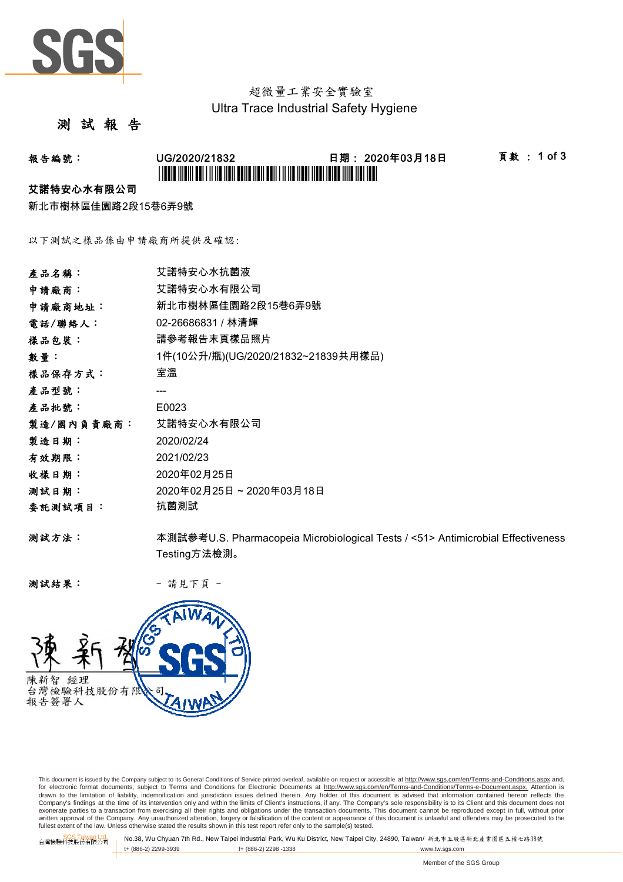超微量工業安全實驗室
Ultra Trace Industrial Safety Hygiene

# 測 試 報 告

**報告編號：** UG/2020/21832　　**日期：** 2020年03月18日

**艾諾特安心水有限公司**
新北市樹林區佳園路2段15巷6弄9號

以下測試之樣品係由申請廠商所提供及確認:

| | |
|---|---|
| **產品名稱：** | 艾諾特安心水抗菌液 |
| **申請廠商：** | 艾諾特安心水有限公司 |
| **申請廠商地址：** | 新北市樹林區佳園路2段15巷6弄9號 |
| **電話/聯絡人：** | 02-26686831 / 林清輝 |
| **樣品包裝：** | 請參考報告末頁樣品照片 |
| **數量：** | 1件(10公升/瓶)(UG/2020/21832~21839共用樣品) |
| **樣品保存方式：** | 室溫 |
| **產品型號：** | --- |
| **產品批號：** | E0023 |
| **製造/國內負責廠商：** | 艾諾特安心水有限公司 |
| **製造日期：** | 2020/02/24 |
| **有效期限：** | 2021/02/23 |
| **收樣日期：** | 2020年02月25日 |
| **測試日期：** | 2020年02月25日 ~ 2020年03月18日 |
| **委託測試項目：** | 抗菌測試 |

**測試方法：** 本測試參考U.S. Pharmacopeia Microbiological Tests / <51> Antimicrobial Effectiveness Testing方法檢測。

**測試結果：** － 請見下頁 －

陳新智 經理
台灣檢驗科技股份有限公司
報告簽署人

This document is issued by the Company subject to its General Conditions of Service printed overleaf, available on request or accessible at http://www.sgs.com/en/Terms-and-Conditions.aspx and, for electronic format documents, subject to Terms and Conditions for Electronic Documents at http://www.sgs.com/en/Terms-and-Conditions/Terms-e-Document.aspx. Attention is drawn to the limitation of liability, indemnification and jurisdiction issues defined therein. Any holder of this document is advised that information contained hereon reflects the Company's findings at the time of its intervention only and within the limits of Client's instructions, if any. The Company's sole responsibility is to its Client and this document does not exonerate parties to a transaction from exercising all their rights and obligations under the transaction documents. This document cannot be reproduced except in full, without prior written approval of the Company. Any unauthorized alteration, forgery or falsification of the content or appearance of this document is unlawful and offenders may be prosecuted to the fullest extent of the law. Unless otherwise stated the results shown in this test report refer only to the sample(s) tested.

SGS Taiwan Ltd. 台灣檢驗科技股份有限公司 | No.38, Wu Chyuan 7th Rd., New Taipei Industrial Park, Wu Ku District, New Taipei City, 24890, Taiwan/ 新北市五股區新北產業園區五權七路38號
t+ (886-2) 2299-3939　f+ (886-2) 2298 -1338　www.tw.sgs.com

Member of the SGS Group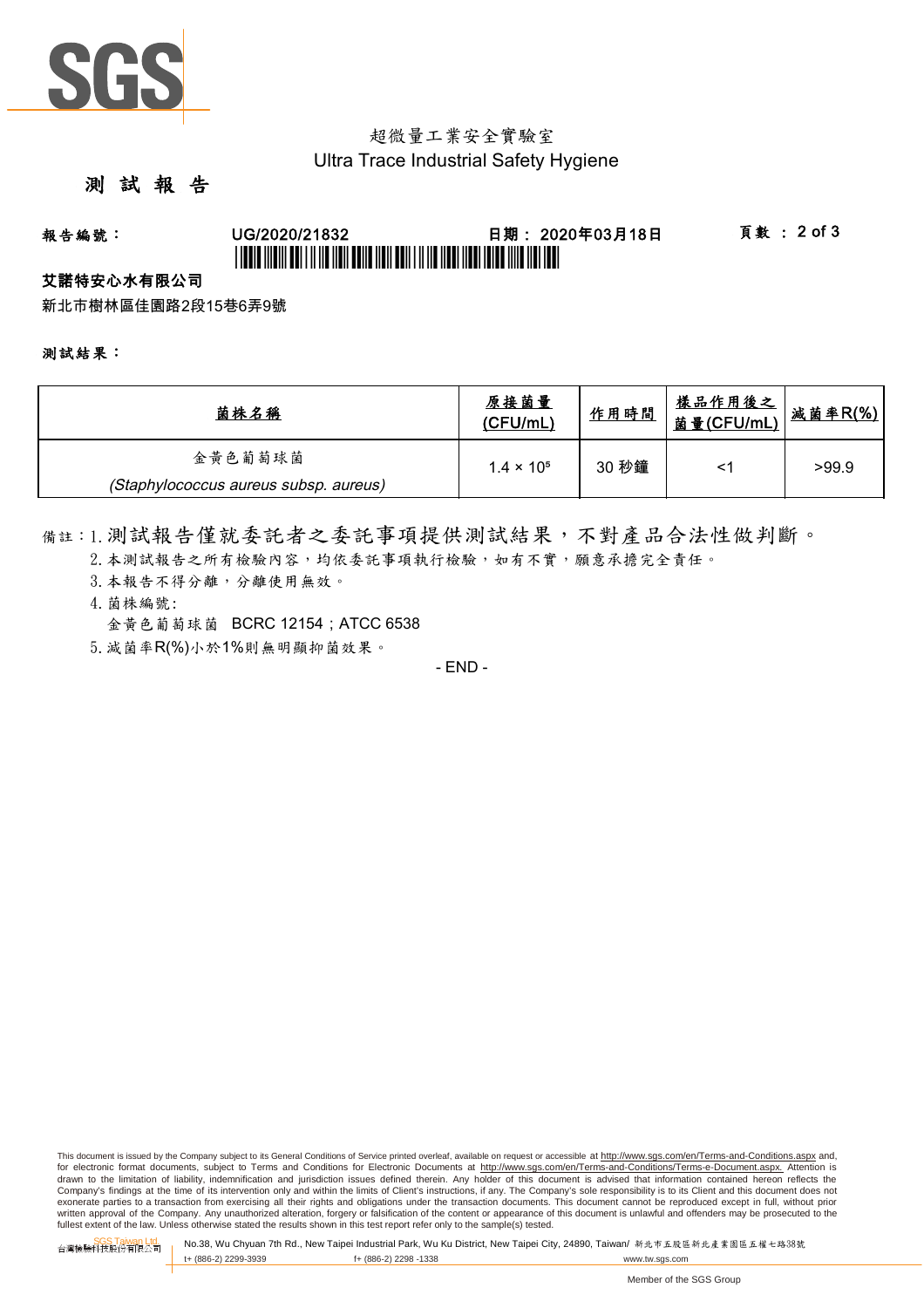超微量工業安全實驗室
Ultra Trace Industrial Safety Hygiene

# 測 試 報 告

報告編號： UG/2020/21832　日期：2020年03月18日

**艾諾特安心水有限公司**

新北市樹林區佳園路2段15巷6弄9號

測試結果：

| 菌株名稱 | 原接菌量 (CFU/mL) | 作用時間 | 樣品作用後之菌量(CFU/mL) | 減菌率R(%) |
|---|---|---|---|---|
| 金黃色葡萄球菌 *(Staphylococcus aureus subsp. aureus)* | $1.4 \times 10^5$ | 30 秒鐘 | <1 | >99.9 |

備註：1. 測試報告僅就委託者之委託事項提供測試結果，不對產品合法性做判斷。
2. 本測試報告之所有檢驗內容，均依委託事項執行檢驗，如有不實，願意承擔完全責任。
3. 本報告不得分離，分離使用無效。
4. 菌株編號:
金黃色葡萄球菌　BCRC 12154；ATCC 6538
5. 減菌率R(%)小於1%則無明顯抑菌效果。

- END -

This document is issued by the Company subject to its General Conditions of Service printed overleaf, available on request or accessible at http://www.sgs.com/en/Terms-and-Conditions.aspx and, for electronic format documents, subject to Terms and Conditions for Electronic Documents at http://www.sgs.com/en/Terms-and-Conditions/Terms-e-Document.aspx. Attention is drawn to the limitation of liability, indemnification and jurisdiction issues defined therein. Any holder of this document is advised that information contained hereon reflects the Company's findings at the time of its intervention only and within the limits of Client's instructions, if any. The Company's sole responsibility is to its Client and this document does not exonerate parties to a transaction from exercising all their rights and obligations under the transaction documents. This document cannot be reproduced except in full, without prior written approval of the Company. Any unauthorized alteration, forgery or falsification of the content or appearance of this document is unlawful and offenders may be prosecuted to the fullest extent of the law. Unless otherwise stated the results shown in this test report refer only to the sample(s) tested.

SGS Taiwan Ltd. 台灣檢驗科技股份有限公司 | No.38, Wu Chyuan 7th Rd., New Taipei Industrial Park, Wu Ku District, New Taipei City, 24890, Taiwan/ 新北市五股區新北產業園區五權七路38號
t+ (886-2) 2299-3939　f+ (886-2) 2298 -1338　www.tw.sgs.com

Member of the SGS Group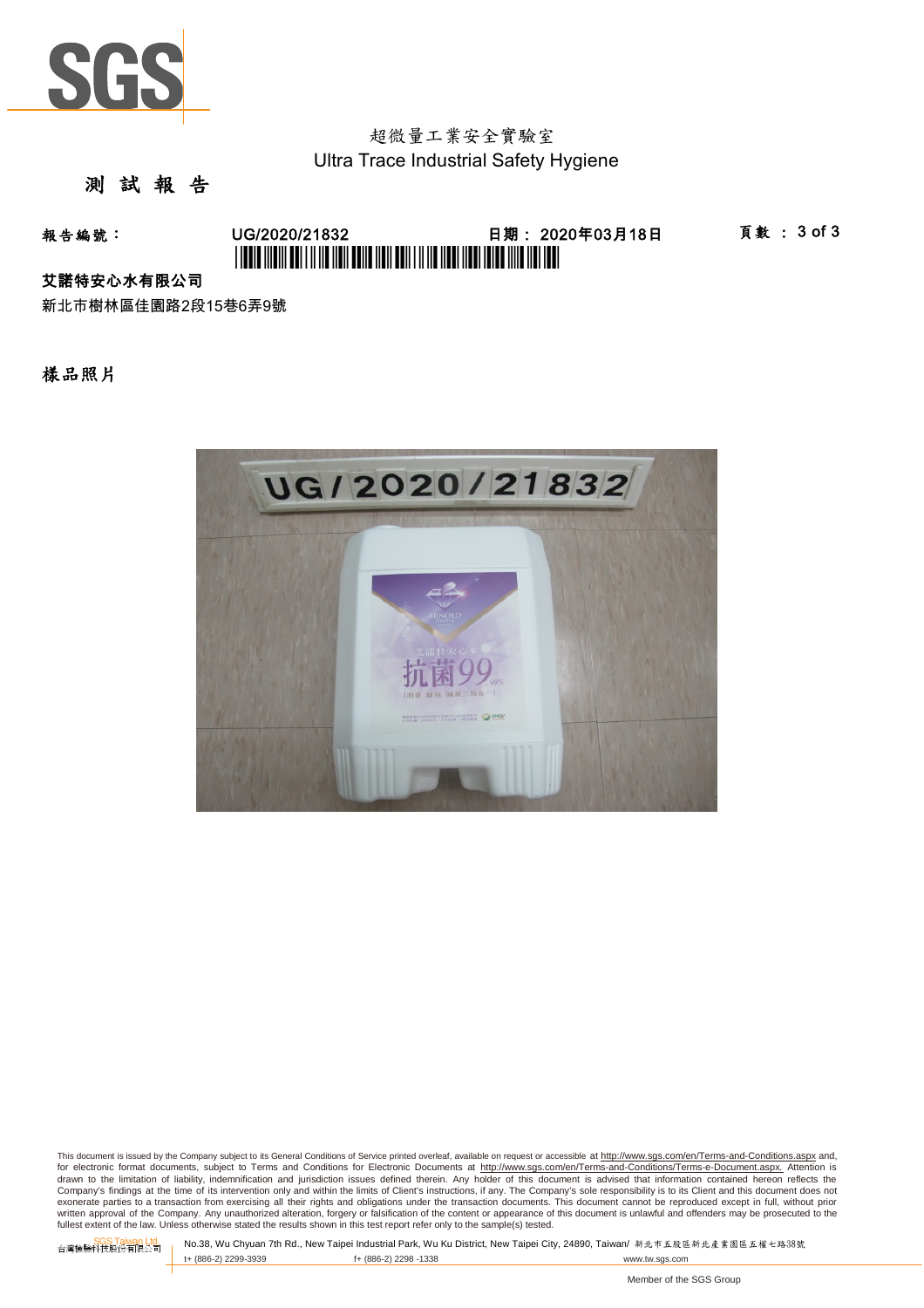超微量工業安全實驗室

Ultra Trace Industrial Safety Hygiene

# 測 試 報 告

**報告編號：** UG/2020/21832 **日期：** 2020年03月18日 **頁數 ：** 3 of 3

**艾諾特安心水有限公司**

新北市樹林區佳園路2段15巷6弄9號

## 樣品照片

This document is issued by the Company subject to its General Conditions of Service printed overleaf, available on request or accessible at http://www.sgs.com/en/Terms-and-Conditions.aspx and, for electronic format documents, subject to Terms and Conditions for Electronic Documents at http://www.sgs.com/en/Terms-and-Conditions/Terms-e-Document.aspx. Attention is drawn to the limitation of liability, indemnification and jurisdiction issues defined therein. Any holder of this document is advised that information contained hereon reflects the Company's findings at the time of its intervention only and within the limits of Client's instructions, if any. The Company's sole responsibility is to its Client and this document does not exonerate parties to a transaction from exercising all their rights and obligations under the transaction documents. This document cannot be reproduced except in full, without prior written approval of the Company. Any unauthorized alteration, forgery or falsification of the content or appearance of this document is unlawful and offenders may be prosecuted to the fullest extent of the law. Unless otherwise stated the results shown in this test report refer only to the sample(s) tested.

SGS Taiwan Ltd. 台灣檢驗科技股份有限公司 | No.38, Wu Chyuan 7th Rd., New Taipei Industrial Park, Wu Ku District, New Taipei City, 24890, Taiwan/ 新北市五股區新北產業園區五權七路38號

t+ (886-2) 2299-3939 f+ (886-2) 2298 -1338 www.tw.sgs.com

Member of the SGS Group